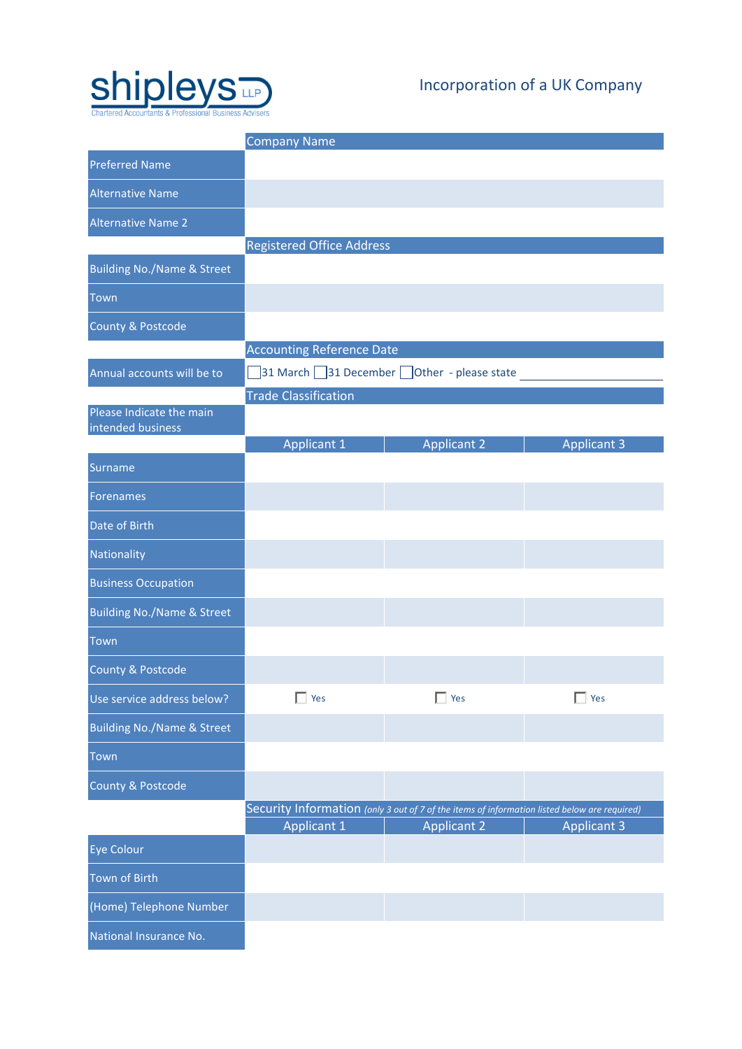shipleys LLP
Chartered Accountants & Professional Business Advisers

# Incorporation of a UK Company

| | Company Name |
|---|---|
| Preferred Name | |
| Alternative Name | |
| Alternative Name 2 | |

| | Registered Office Address |
|---|---|
| Building No./Name & Street | |
| Town | |
| County & Postcode | |

| | Accounting Reference Date |
|---|---|
| Annual accounts will be to | ☐ 31 March ☐ 31 December ☐ Other - please state ________ |

| | Trade Classification |
|---|---|
| Please Indicate the main intended business | |

| | Applicant 1 | Applicant 2 | Applicant 3 |
|---|---|---|---|
| Surname | | | |
| Forenames | | | |
| Date of Birth | | | |
| Nationality | | | |
| Business Occupation | | | |
| Building No./Name & Street | | | |
| Town | | | |
| County & Postcode | | | |
| Use service address below? | ☐ Yes | ☐ Yes | ☐ Yes |
| Building No./Name & Street | | | |
| Town | | | |
| County & Postcode | | | |

Security Information *(only 3 out of 7 of the items of information listed below are required)*

| | Applicant 1 | Applicant 2 | Applicant 3 |
|---|---|---|---|
| Eye Colour | | | |
| Town of Birth | | | |
| (Home) Telephone Number | | | |
| National Insurance No. | | | |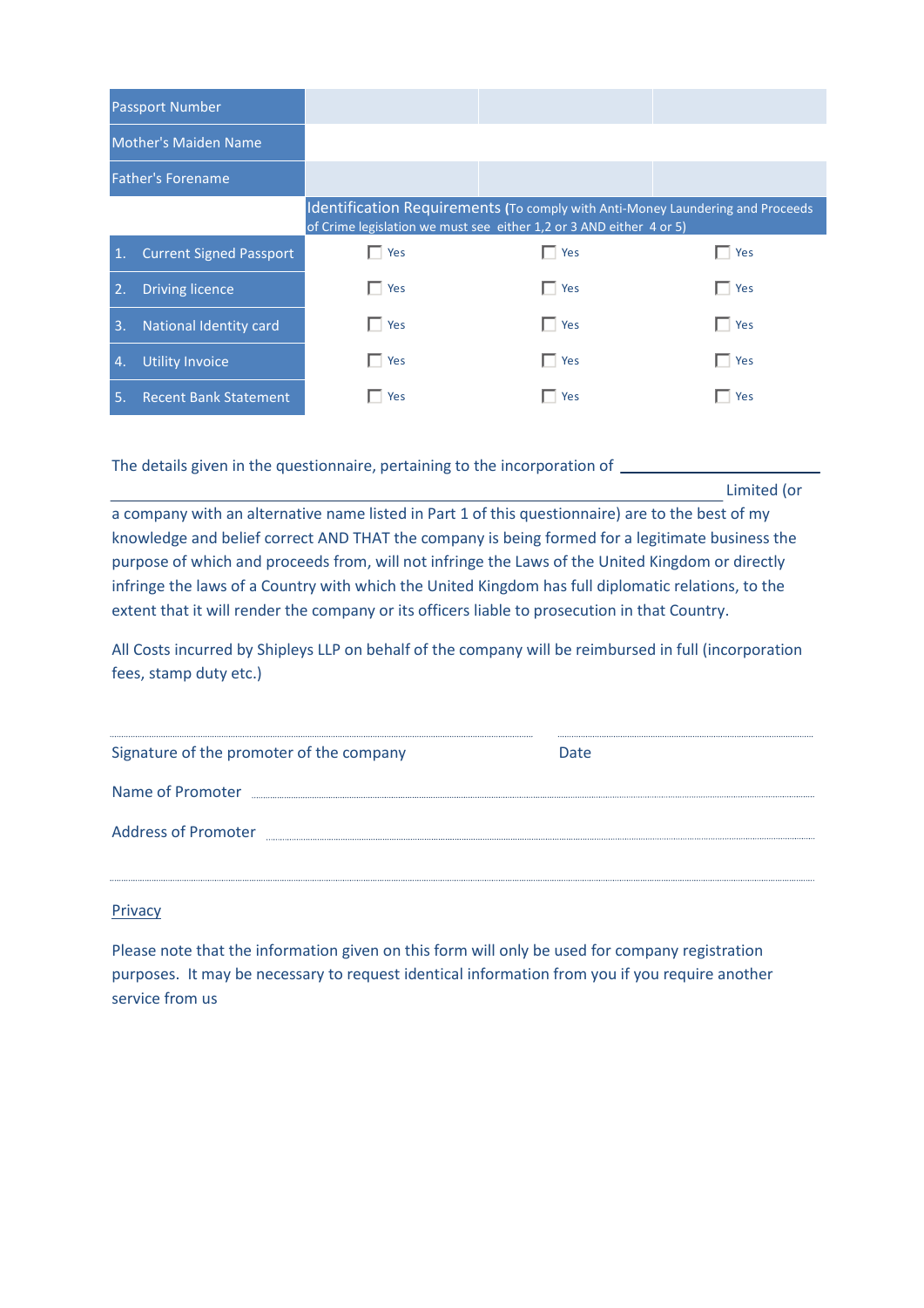| | | | |
|---|---|---|---|
| Passport Number | | | |
| Mother's Maiden Name | | | |
| Father's Forename | | | |
| | Identification Requirements (To comply with Anti-Money Laundering and Proceeds of Crime legislation we must see either 1,2 or 3 AND either 4 or 5) | | |
| 1. Current Signed Passport | ☐ Yes | ☐ Yes | ☐ Yes |
| 2. Driving licence | ☐ Yes | ☐ Yes | ☐ Yes |
| 3. National Identity card | ☐ Yes | ☐ Yes | ☐ Yes |
| 4. Utility Invoice | ☐ Yes | ☐ Yes | ☐ Yes |
| 5. Recent Bank Statement | ☐ Yes | ☐ Yes | ☐ Yes |

The details given in the questionnaire, pertaining to the incorporation of ______________________ ______________________________________________________ Limited (or a company with an alternative name listed in Part 1 of this questionnaire) are to the best of my knowledge and belief correct AND THAT the company is being formed for a legitimate business the purpose of which and proceeds from, will not infringe the Laws of the United Kingdom or directly infringe the laws of a Country with which the United Kingdom has full diplomatic relations, to the extent that it will render the company or its officers liable to prosecution in that Country.

All Costs incurred by Shipleys LLP on behalf of the company will be reimbursed in full (incorporation fees, stamp duty etc.)

.......................................................................... ..........................................

Signature of the promoter of the company Date

Name of Promoter ..........................................................................

Address of Promoter ..........................................................................

..........................................................................

Privacy

Please note that the information given on this form will only be used for company registration purposes. It may be necessary to request identical information from you if you require another service from us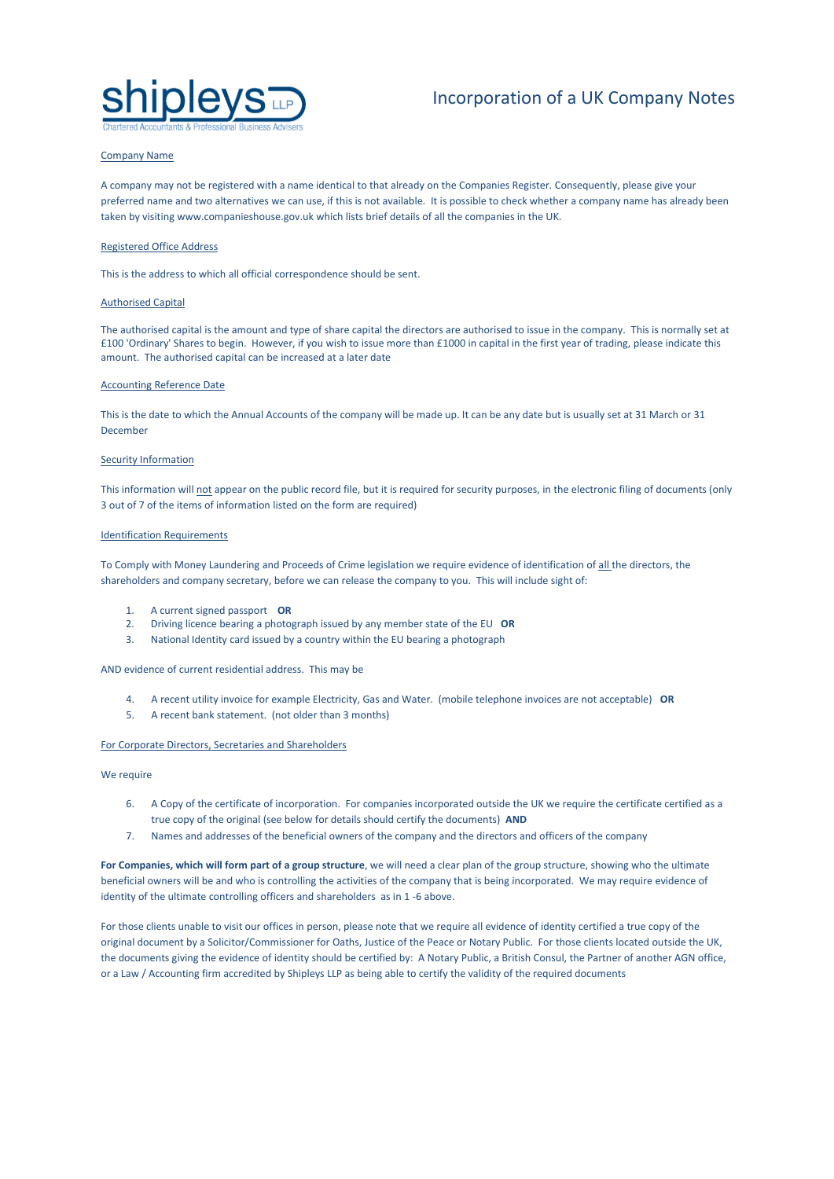# Incorporation of a UK Company Notes

## Company Name

A company may not be registered with a name identical to that already on the Companies Register. Consequently, please give your preferred name and two alternatives we can use, if this is not available. It is possible to check whether a company name has already been taken by visiting www.companieshouse.gov.uk which lists brief details of all the companies in the UK.

## Registered Office Address

This is the address to which all official correspondence should be sent.

## Authorised Capital

The authorised capital is the amount and type of share capital the directors are authorised to issue in the company. This is normally set at £100 'Ordinary' Shares to begin. However, if you wish to issue more than £1000 in capital in the first year of trading, please indicate this amount. The authorised capital can be increased at a later date

## Accounting Reference Date

This is the date to which the Annual Accounts of the company will be made up. It can be any date but is usually set at 31 March or 31 December

## Security Information

This information will not appear on the public record file, but it is required for security purposes, in the electronic filing of documents (only 3 out of 7 of the items of information listed on the form are required)

## Identification Requirements

To Comply with Money Laundering and Proceeds of Crime legislation we require evidence of identification of all the directors, the shareholders and company secretary, before we can release the company to you. This will include sight of:

1. A current signed passport **OR**
2. Driving licence bearing a photograph issued by any member state of the EU **OR**
3. National Identity card issued by a country within the EU bearing a photograph

AND evidence of current residential address. This may be

4. A recent utility invoice for example Electricity, Gas and Water. (mobile telephone invoices are not acceptable) **OR**
5. A recent bank statement. (not older than 3 months)

## For Corporate Directors, Secretaries and Shareholders

We require

6. A Copy of the certificate of incorporation. For companies incorporated outside the UK we require the certificate certified as a true copy of the original (see below for details should certify the documents) **AND**
7. Names and addresses of the beneficial owners of the company and the directors and officers of the company

**For Companies, which will form part of a group structure**, we will need a clear plan of the group structure, showing who the ultimate beneficial owners will be and who is controlling the activities of the company that is being incorporated. We may require evidence of identity of the ultimate controlling officers and shareholders as in 1 -6 above.

For those clients unable to visit our offices in person, please note that we require all evidence of identity certified a true copy of the original document by a Solicitor/Commissioner for Oaths, Justice of the Peace or Notary Public. For those clients located outside the UK, the documents giving the evidence of identity should be certified by: A Notary Public, a British Consul, the Partner of another AGN office, or a Law / Accounting firm accredited by Shipleys LLP as being able to certify the validity of the required documents